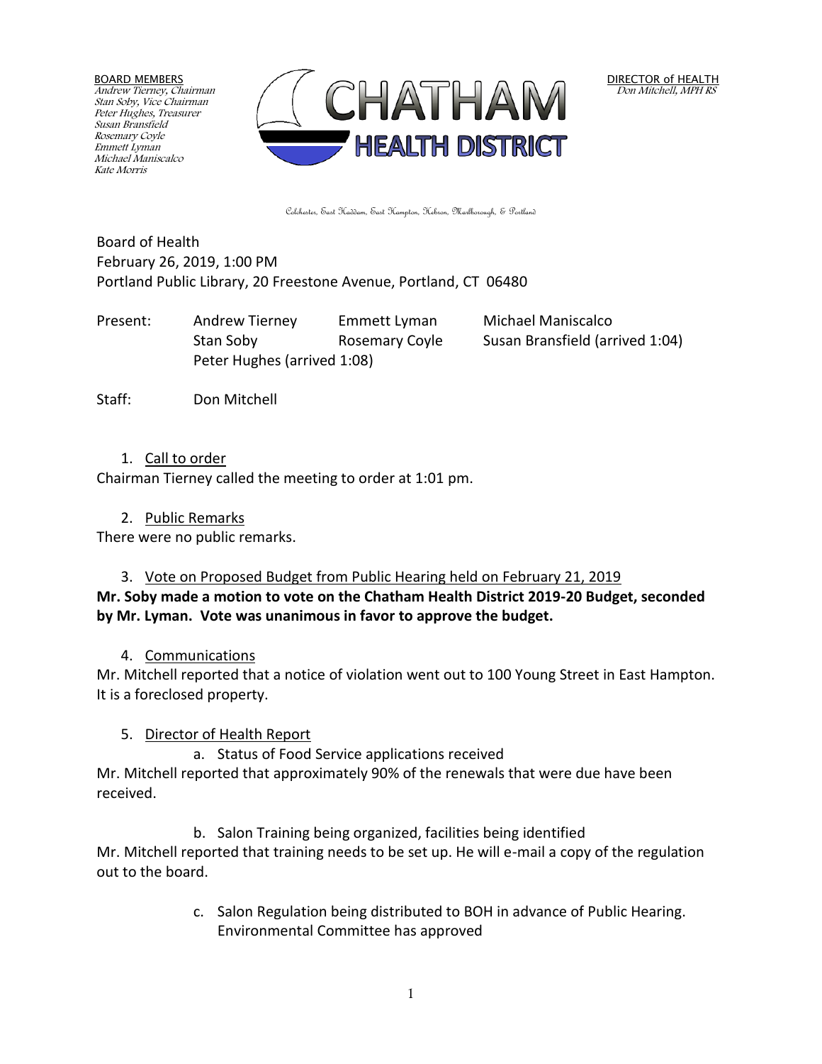BOARD MEMBERS
*Andrew Tierney, Chairman*
*Stan Soby, Vice Chairman*
*Peter Hughes, Treasurer*
*Susan Bransfield*
*Rosemary Coyle*
*Emmett Lyman*
*Michael Maniscalco*
*Kate Morris*

# CHATHAM HEALTH DISTRICT

DIRECTOR of HEALTH
*Don Mitchell, MPH RS*

Colchester, East Haddam, East Hampton, Hebron, Marlborough, & Portland

Board of Health
February 26, 2019, 1:00 PM
Portland Public Library, 20 Freestone Avenue, Portland, CT 06480

| | | | |
|---|---|---|---|
| Present: | Andrew Tierney | Emmett Lyman | Michael Maniscalco |
| | Stan Soby | Rosemary Coyle | Susan Bransfield (arrived 1:04) |
| | Peter Hughes (arrived 1:08) | | |

Staff: Don Mitchell

1. Call to order

Chairman Tierney called the meeting to order at 1:01 pm.

2. Public Remarks

There were no public remarks.

3. Vote on Proposed Budget from Public Hearing held on February 21, 2019

**Mr. Soby made a motion to vote on the Chatham Health District 2019-20 Budget, seconded by Mr. Lyman. Vote was unanimous in favor to approve the budget.**

4. Communications

Mr. Mitchell reported that a notice of violation went out to 100 Young Street in East Hampton. It is a foreclosed property.

5. Director of Health Report

a. Status of Food Service applications received

Mr. Mitchell reported that approximately 90% of the renewals that were due have been received.

b. Salon Training being organized, facilities being identified

Mr. Mitchell reported that training needs to be set up. He will e-mail a copy of the regulation out to the board.

c. Salon Regulation being distributed to BOH in advance of Public Hearing. Environmental Committee has approved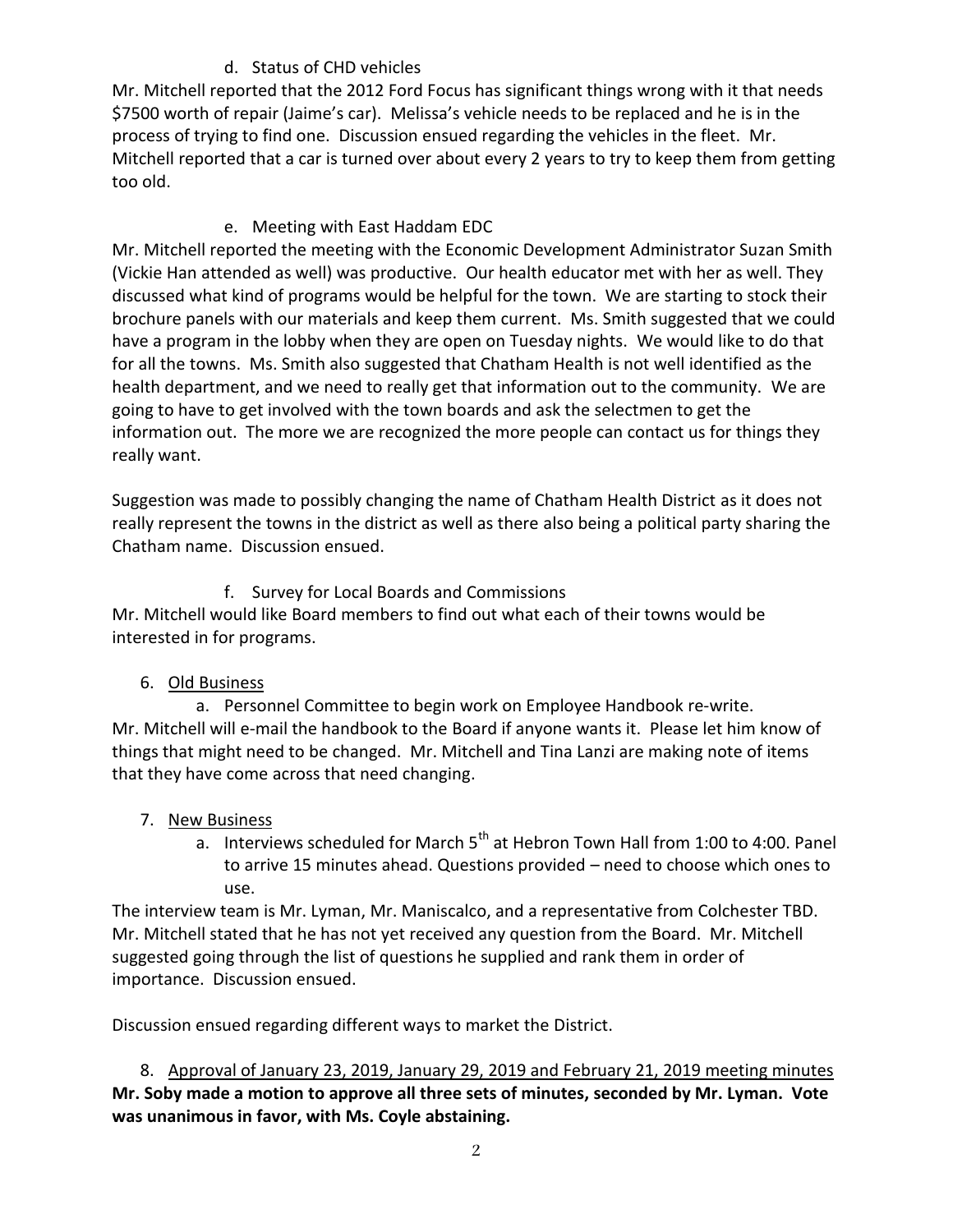d. Status of CHD vehicles

Mr. Mitchell reported that the 2012 Ford Focus has significant things wrong with it that needs $7500 worth of repair (Jaime's car). Melissa's vehicle needs to be replaced and he is in the process of trying to find one. Discussion ensued regarding the vehicles in the fleet. Mr. Mitchell reported that a car is turned over about every 2 years to try to keep them from getting too old.

e. Meeting with East Haddam EDC

Mr. Mitchell reported the meeting with the Economic Development Administrator Suzan Smith (Vickie Han attended as well) was productive. Our health educator met with her as well. They discussed what kind of programs would be helpful for the town. We are starting to stock their brochure panels with our materials and keep them current. Ms. Smith suggested that we could have a program in the lobby when they are open on Tuesday nights. We would like to do that for all the towns. Ms. Smith also suggested that Chatham Health is not well identified as the health department, and we need to really get that information out to the community. We are going to have to get involved with the town boards and ask the selectmen to get the information out. The more we are recognized the more people can contact us for things they really want.

Suggestion was made to possibly changing the name of Chatham Health District as it does not really represent the towns in the district as well as there also being a political party sharing the Chatham name. Discussion ensued.

f. Survey for Local Boards and Commissions

Mr. Mitchell would like Board members to find out what each of their towns would be interested in for programs.

6. <u>Old Business</u>

a. Personnel Committee to begin work on Employee Handbook re-write.

Mr. Mitchell will e-mail the handbook to the Board if anyone wants it. Please let him know of things that might need to be changed. Mr. Mitchell and Tina Lanzi are making note of items that they have come across that need changing.

7. <u>New Business</u>

a. Interviews scheduled for March 5th at Hebron Town Hall from 1:00 to 4:00. Panel to arrive 15 minutes ahead. Questions provided – need to choose which ones to use.

The interview team is Mr. Lyman, Mr. Maniscalco, and a representative from Colchester TBD. Mr. Mitchell stated that he has not yet received any question from the Board. Mr. Mitchell suggested going through the list of questions he supplied and rank them in order of importance. Discussion ensued.

Discussion ensued regarding different ways to market the District.

8. <u>Approval of January 23, 2019, January 29, 2019 and February 21, 2019 meeting minutes</u>

**Mr. Soby made a motion to approve all three sets of minutes, seconded by Mr. Lyman. Vote was unanimous in favor, with Ms. Coyle abstaining.**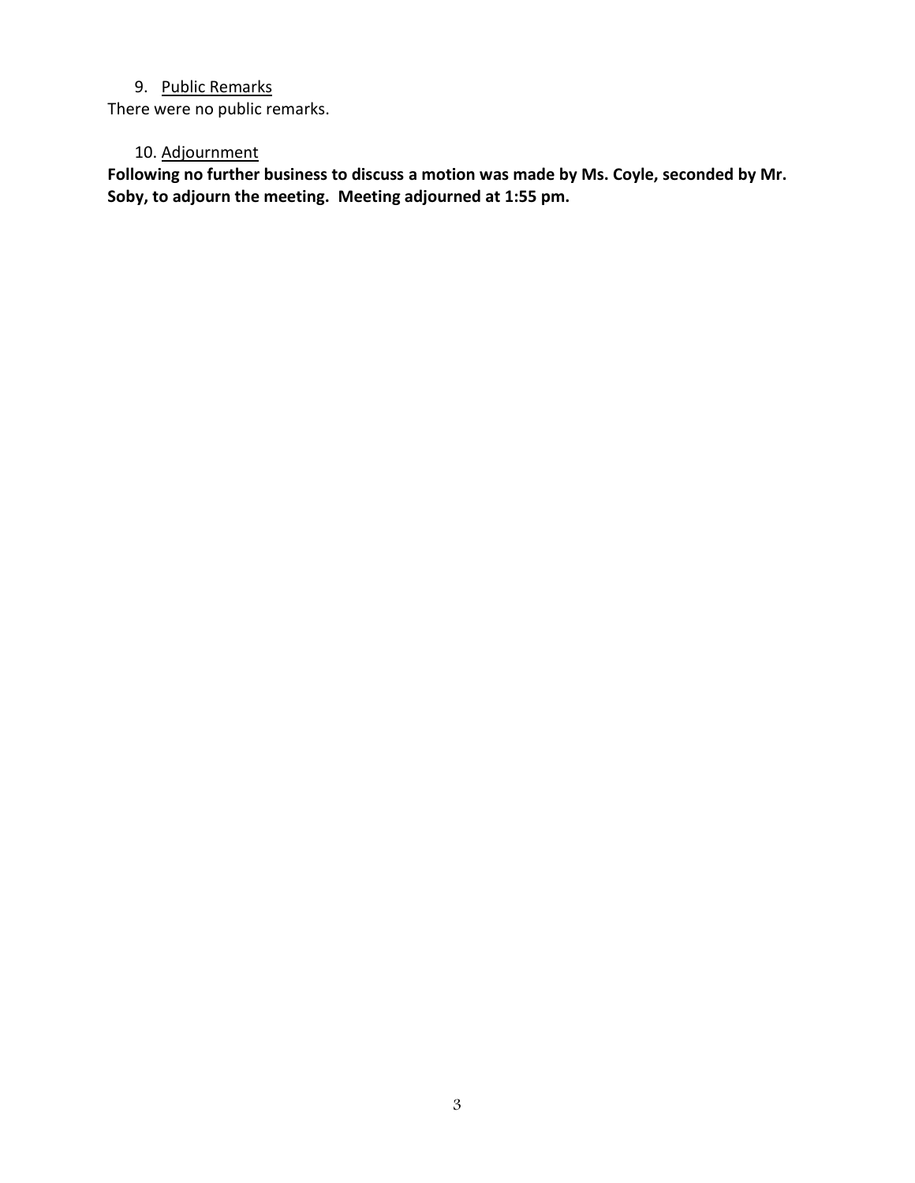9. Public Remarks

There were no public remarks.

10. Adjournment

**Following no further business to discuss a motion was made by Ms. Coyle, seconded by Mr. Soby, to adjourn the meeting. Meeting adjourned at 1:55 pm.**